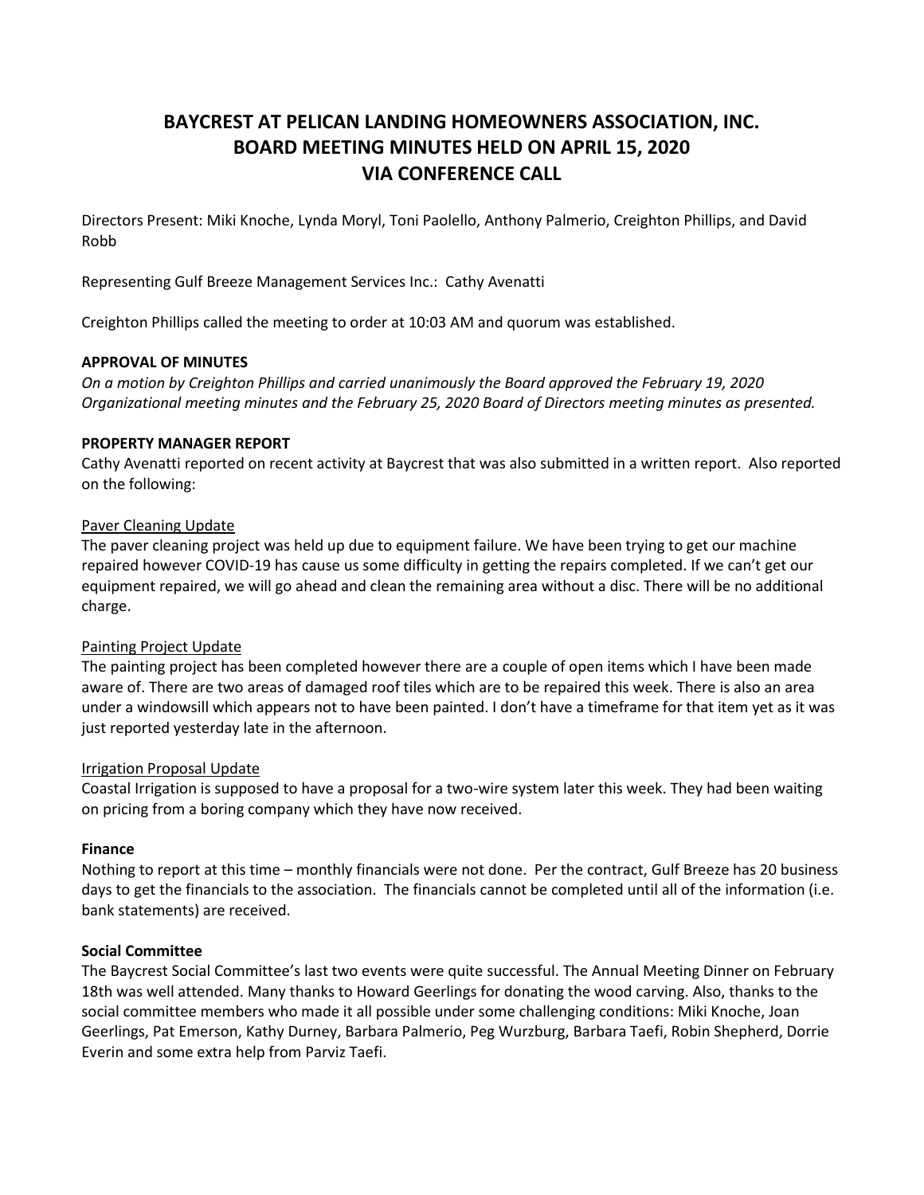# BAYCREST AT PELICAN LANDING HOMEOWNERS ASSOCIATION, INC.
# BOARD MEETING MINUTES HELD ON APRIL 15, 2020
# VIA CONFERENCE CALL

Directors Present: Miki Knoche, Lynda Moryl, Toni Paolello, Anthony Palmerio, Creighton Phillips, and David Robb

Representing Gulf Breeze Management Services Inc.: Cathy Avenatti

Creighton Phillips called the meeting to order at 10:03 AM and quorum was established.

**APPROVAL OF MINUTES**

*On a motion by Creighton Phillips and carried unanimously the Board approved the February 19, 2020 Organizational meeting minutes and the February 25, 2020 Board of Directors meeting minutes as presented.*

**PROPERTY MANAGER REPORT**

Cathy Avenatti reported on recent activity at Baycrest that was also submitted in a written report. Also reported on the following:

Paver Cleaning Update

The paver cleaning project was held up due to equipment failure. We have been trying to get our machine repaired however COVID-19 has cause us some difficulty in getting the repairs completed. If we can't get our equipment repaired, we will go ahead and clean the remaining area without a disc. There will be no additional charge.

Painting Project Update

The painting project has been completed however there are a couple of open items which I have been made aware of. There are two areas of damaged roof tiles which are to be repaired this week. There is also an area under a windowsill which appears not to have been painted. I don't have a timeframe for that item yet as it was just reported yesterday late in the afternoon.

Irrigation Proposal Update

Coastal Irrigation is supposed to have a proposal for a two-wire system later this week. They had been waiting on pricing from a boring company which they have now received.

**Finance**

Nothing to report at this time – monthly financials were not done. Per the contract, Gulf Breeze has 20 business days to get the financials to the association. The financials cannot be completed until all of the information (i.e. bank statements) are received.

**Social Committee**

The Baycrest Social Committee's last two events were quite successful. The Annual Meeting Dinner on February 18th was well attended. Many thanks to Howard Geerlings for donating the wood carving. Also, thanks to the social committee members who made it all possible under some challenging conditions: Miki Knoche, Joan Geerlings, Pat Emerson, Kathy Durney, Barbara Palmerio, Peg Wurzburg, Barbara Taefi, Robin Shepherd, Dorrie Everin and some extra help from Parviz Taefi.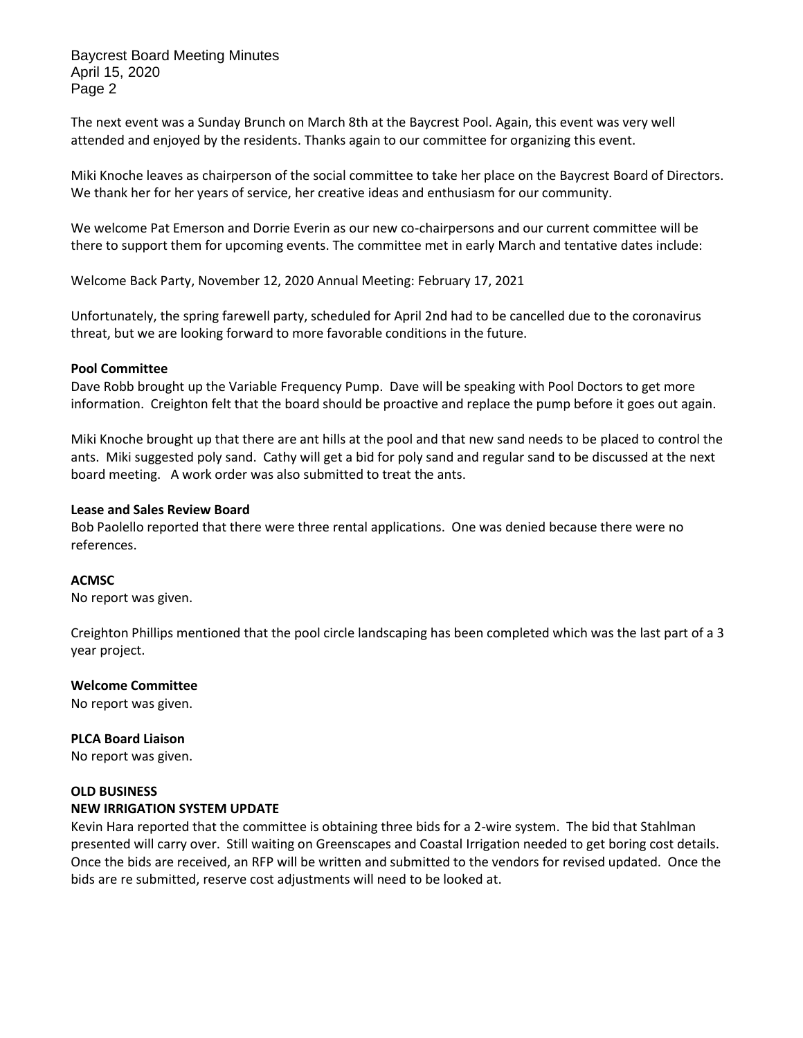The next event was a Sunday Brunch on March 8th at the Baycrest Pool. Again, this event was very well attended and enjoyed by the residents. Thanks again to our committee for organizing this event.

Miki Knoche leaves as chairperson of the social committee to take her place on the Baycrest Board of Directors. We thank her for her years of service, her creative ideas and enthusiasm for our community.

We welcome Pat Emerson and Dorrie Everin as our new co-chairpersons and our current committee will be there to support them for upcoming events. The committee met in early March and tentative dates include:

Welcome Back Party, November 12, 2020 Annual Meeting: February 17, 2021

Unfortunately, the spring farewell party, scheduled for April 2nd had to be cancelled due to the coronavirus threat, but we are looking forward to more favorable conditions in the future.

**Pool Committee**

Dave Robb brought up the Variable Frequency Pump. Dave will be speaking with Pool Doctors to get more information. Creighton felt that the board should be proactive and replace the pump before it goes out again.

Miki Knoche brought up that there are ant hills at the pool and that new sand needs to be placed to control the ants. Miki suggested poly sand. Cathy will get a bid for poly sand and regular sand to be discussed at the next board meeting. A work order was also submitted to treat the ants.

**Lease and Sales Review Board**

Bob Paolello reported that there were three rental applications. One was denied because there were no references.

**ACMSC**

No report was given.

Creighton Phillips mentioned that the pool circle landscaping has been completed which was the last part of a 3 year project.

**Welcome Committee**

No report was given.

**PLCA Board Liaison**

No report was given.

**OLD BUSINESS**

**NEW IRRIGATION SYSTEM UPDATE**

Kevin Hara reported that the committee is obtaining three bids for a 2-wire system. The bid that Stahlman presented will carry over. Still waiting on Greenscapes and Coastal Irrigation needed to get boring cost details. Once the bids are received, an RFP will be written and submitted to the vendors for revised updated. Once the bids are re submitted, reserve cost adjustments will need to be looked at.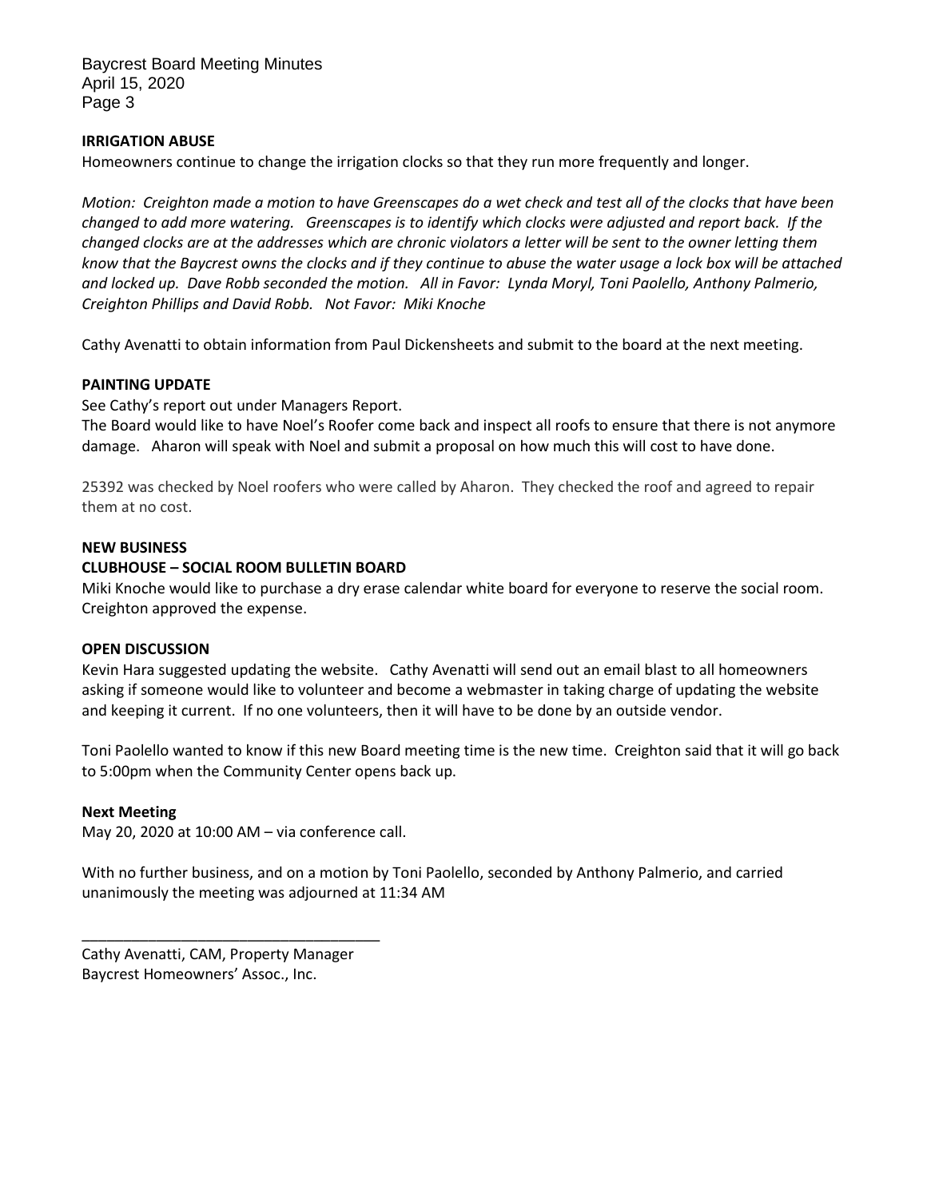**IRRIGATION ABUSE**

Homeowners continue to change the irrigation clocks so that they run more frequently and longer.

*Motion: Creighton made a motion to have Greenscapes do a wet check and test all of the clocks that have been changed to add more watering. Greenscapes is to identify which clocks were adjusted and report back. If the changed clocks are at the addresses which are chronic violators a letter will be sent to the owner letting them know that the Baycrest owns the clocks and if they continue to abuse the water usage a lock box will be attached and locked up. Dave Robb seconded the motion. All in Favor: Lynda Moryl, Toni Paolello, Anthony Palmerio, Creighton Phillips and David Robb. Not Favor: Miki Knoche*

Cathy Avenatti to obtain information from Paul Dickensheets and submit to the board at the next meeting.

**PAINTING UPDATE**

See Cathy's report out under Managers Report.
The Board would like to have Noel's Roofer come back and inspect all roofs to ensure that there is not anymore damage. Aharon will speak with Noel and submit a proposal on how much this will cost to have done.

25392 was checked by Noel roofers who were called by Aharon. They checked the roof and agreed to repair them at no cost.

**NEW BUSINESS**

**CLUBHOUSE – SOCIAL ROOM BULLETIN BOARD**

Miki Knoche would like to purchase a dry erase calendar white board for everyone to reserve the social room. Creighton approved the expense.

**OPEN DISCUSSION**

Kevin Hara suggested updating the website. Cathy Avenatti will send out an email blast to all homeowners asking if someone would like to volunteer and become a webmaster in taking charge of updating the website and keeping it current. If no one volunteers, then it will have to be done by an outside vendor.

Toni Paolello wanted to know if this new Board meeting time is the new time. Creighton said that it will go back to 5:00pm when the Community Center opens back up.

**Next Meeting**

May 20, 2020 at 10:00 AM – via conference call.

With no further business, and on a motion by Toni Paolello, seconded by Anthony Palmerio, and carried unanimously the meeting was adjourned at 11:34 AM

\_\_\_\_\_\_\_\_\_\_\_\_\_\_\_\_\_\_\_\_\_\_\_\_\_\_\_\_\_\_\_\_\_\_\_

Cathy Avenatti, CAM, Property Manager
Baycrest Homeowners' Assoc., Inc.